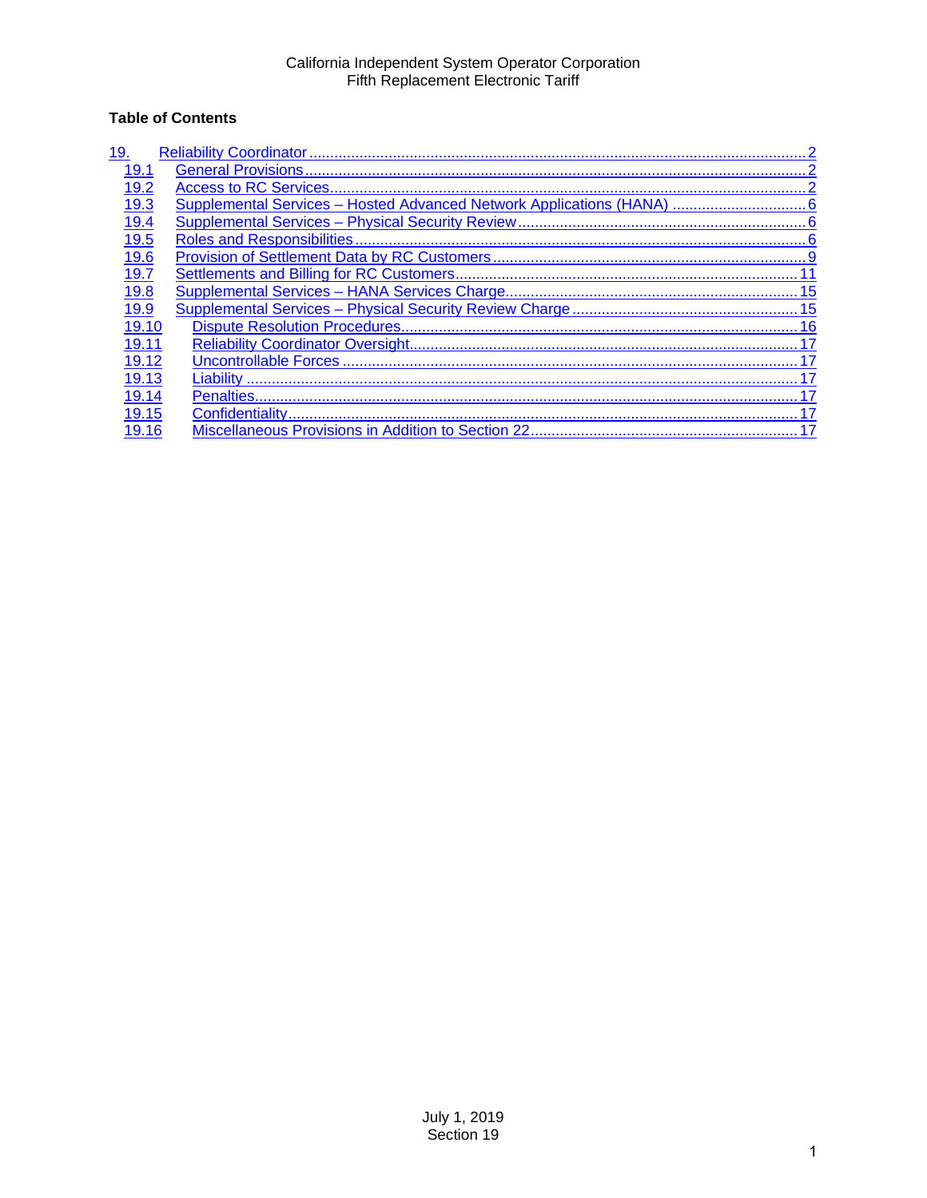California Independent System Operator Corporation
Fifth Replacement Electronic Tariff

**Table of Contents**

19. Reliability Coordinator ..... 2
  - 19.1 General Provisions ..... 2
  - 19.2 Access to RC Services ..... 2
  - 19.3 Supplemental Services – Hosted Advanced Network Applications (HANA) ..... 6
  - 19.4 Supplemental Services – Physical Security Review ..... 6
  - 19.5 Roles and Responsibilities ..... 6
  - 19.6 Provision of Settlement Data by RC Customers ..... 9
  - 19.7 Settlements and Billing for RC Customers ..... 11
  - 19.8 Supplemental Services – HANA Services Charge ..... 15
  - 19.9 Supplemental Services – Physical Security Review Charge ..... 15
  - 19.10 Dispute Resolution Procedures ..... 16
  - 19.11 Reliability Coordinator Oversight ..... 17
  - 19.12 Uncontrollable Forces ..... 17
  - 19.13 Liability ..... 17
  - 19.14 Penalties ..... 17
  - 19.15 Confidentiality ..... 17
  - 19.16 Miscellaneous Provisions in Addition to Section 22 ..... 17

July 1, 2019
Section 19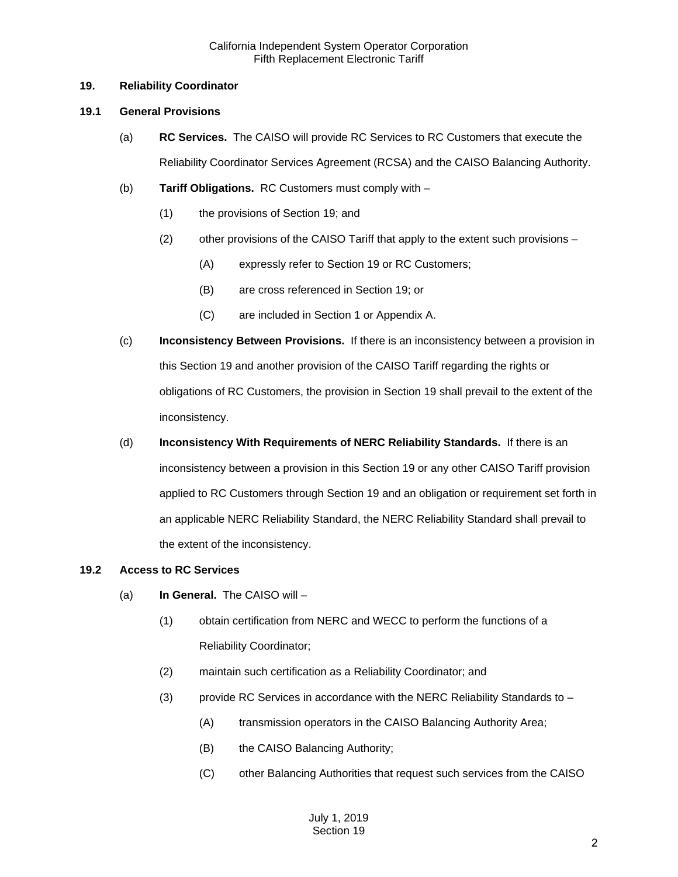## 19. Reliability Coordinator

### 19.1 General Provisions

(a) **RC Services.** The CAISO will provide RC Services to RC Customers that execute the Reliability Coordinator Services Agreement (RCSA) and the CAISO Balancing Authority.

(b) **Tariff Obligations.** RC Customers must comply with –

(1) the provisions of Section 19; and

(2) other provisions of the CAISO Tariff that apply to the extent such provisions –

(A) expressly refer to Section 19 or RC Customers;

(B) are cross referenced in Section 19; or

(C) are included in Section 1 or Appendix A.

(c) **Inconsistency Between Provisions.** If there is an inconsistency between a provision in this Section 19 and another provision of the CAISO Tariff regarding the rights or obligations of RC Customers, the provision in Section 19 shall prevail to the extent of the inconsistency.

(d) **Inconsistency With Requirements of NERC Reliability Standards.** If there is an inconsistency between a provision in this Section 19 or any other CAISO Tariff provision applied to RC Customers through Section 19 and an obligation or requirement set forth in an applicable NERC Reliability Standard, the NERC Reliability Standard shall prevail to the extent of the inconsistency.

### 19.2 Access to RC Services

(a) **In General.** The CAISO will –

(1) obtain certification from NERC and WECC to perform the functions of a Reliability Coordinator;

(2) maintain such certification as a Reliability Coordinator; and

(3) provide RC Services in accordance with the NERC Reliability Standards to –

(A) transmission operators in the CAISO Balancing Authority Area;

(B) the CAISO Balancing Authority;

(C) other Balancing Authorities that request such services from the CAISO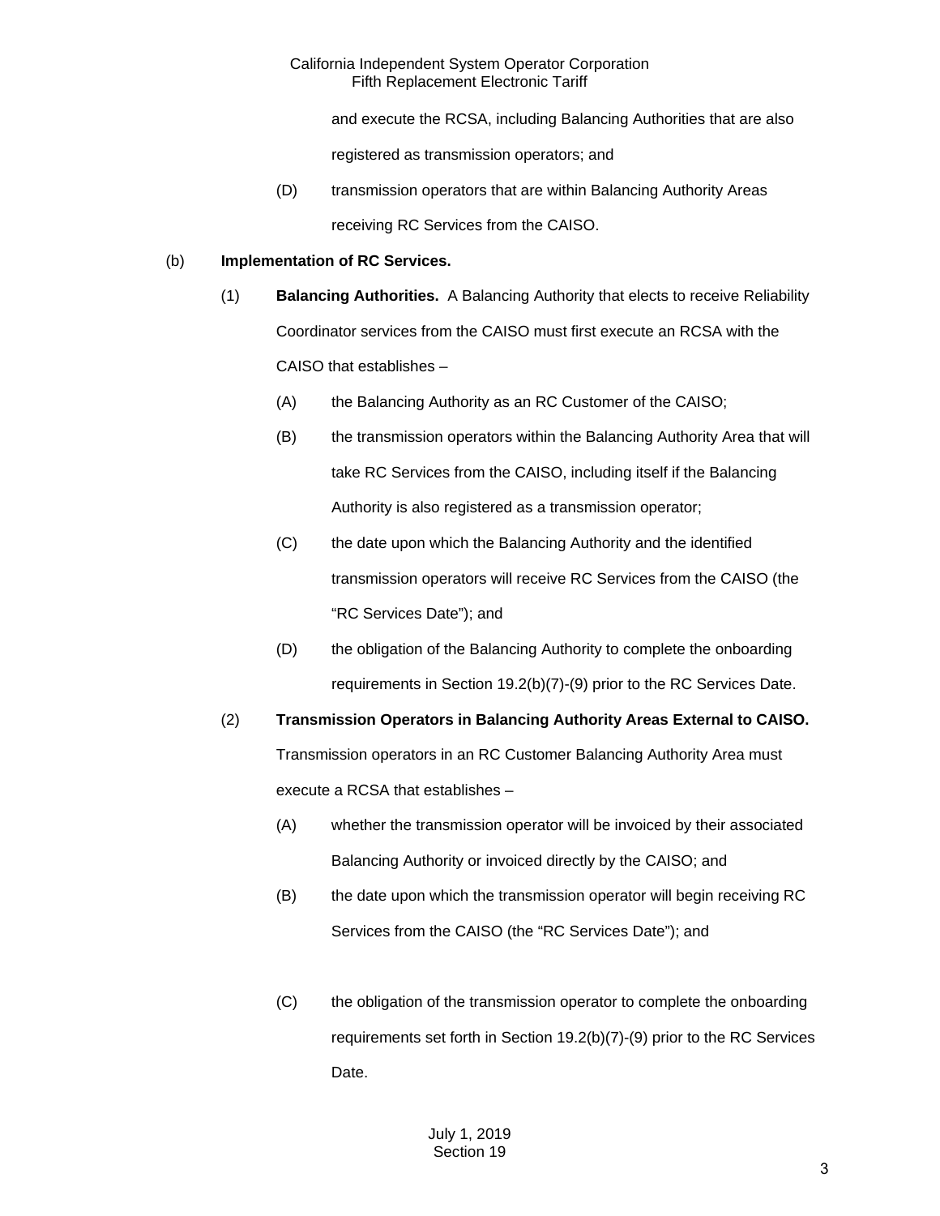and execute the RCSA, including Balancing Authorities that are also registered as transmission operators; and

(D) transmission operators that are within Balancing Authority Areas receiving RC Services from the CAISO.

(b) **Implementation of RC Services.**

(1) **Balancing Authorities.** A Balancing Authority that elects to receive Reliability Coordinator services from the CAISO must first execute an RCSA with the CAISO that establishes –

(A) the Balancing Authority as an RC Customer of the CAISO;

(B) the transmission operators within the Balancing Authority Area that will take RC Services from the CAISO, including itself if the Balancing Authority is also registered as a transmission operator;

(C) the date upon which the Balancing Authority and the identified transmission operators will receive RC Services from the CAISO (the "RC Services Date"); and

(D) the obligation of the Balancing Authority to complete the onboarding requirements in Section 19.2(b)(7)-(9) prior to the RC Services Date.

(2) **Transmission Operators in Balancing Authority Areas External to CAISO.** Transmission operators in an RC Customer Balancing Authority Area must execute a RCSA that establishes –

(A) whether the transmission operator will be invoiced by their associated Balancing Authority or invoiced directly by the CAISO; and

(B) the date upon which the transmission operator will begin receiving RC Services from the CAISO (the "RC Services Date"); and

(C) the obligation of the transmission operator to complete the onboarding requirements set forth in Section 19.2(b)(7)-(9) prior to the RC Services Date.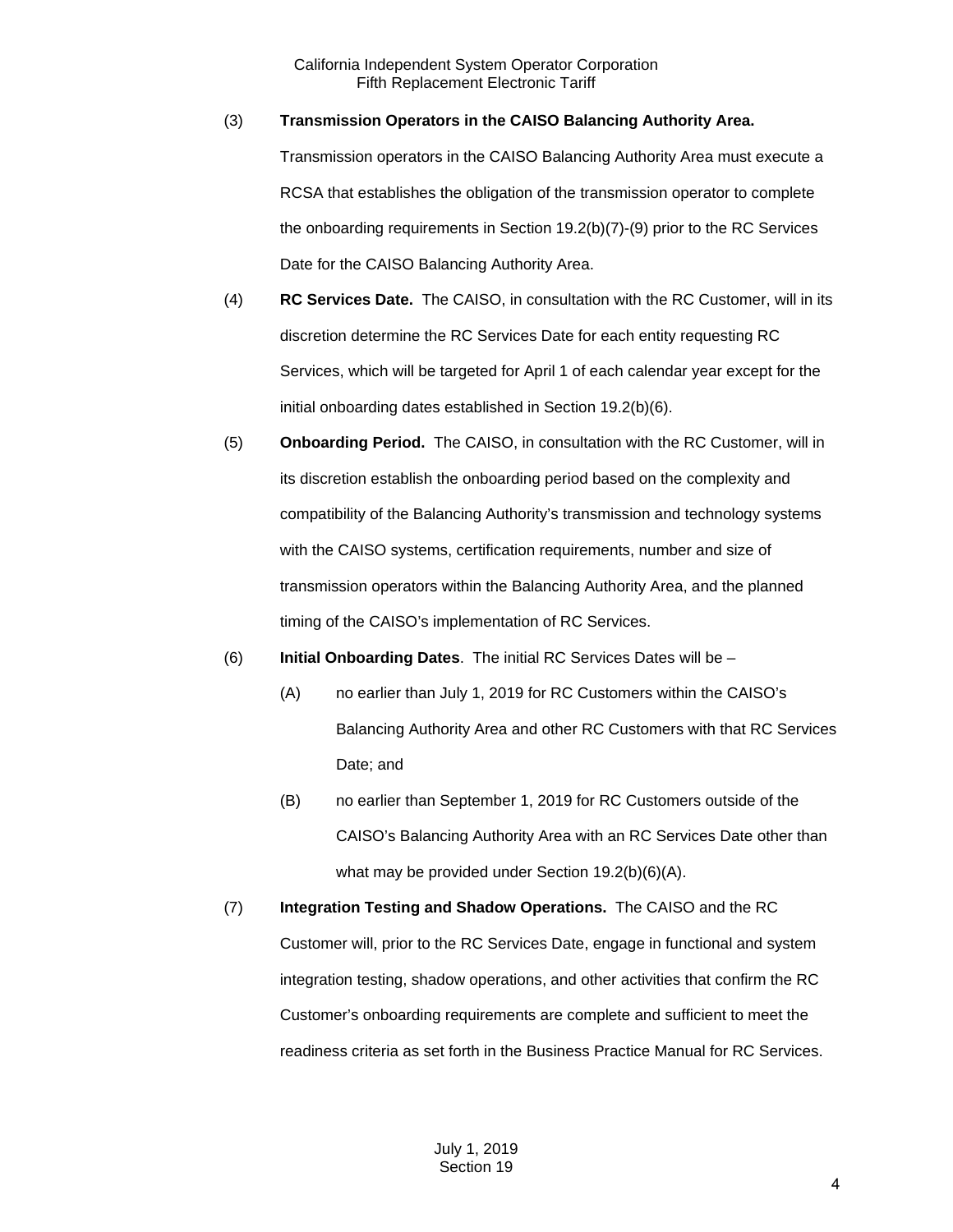(3) **Transmission Operators in the CAISO Balancing Authority Area.** Transmission operators in the CAISO Balancing Authority Area must execute a RCSA that establishes the obligation of the transmission operator to complete the onboarding requirements in Section 19.2(b)(7)-(9) prior to the RC Services Date for the CAISO Balancing Authority Area.

(4) **RC Services Date.** The CAISO, in consultation with the RC Customer, will in its discretion determine the RC Services Date for each entity requesting RC Services, which will be targeted for April 1 of each calendar year except for the initial onboarding dates established in Section 19.2(b)(6).

(5) **Onboarding Period.** The CAISO, in consultation with the RC Customer, will in its discretion establish the onboarding period based on the complexity and compatibility of the Balancing Authority's transmission and technology systems with the CAISO systems, certification requirements, number and size of transmission operators within the Balancing Authority Area, and the planned timing of the CAISO's implementation of RC Services.

(6) **Initial Onboarding Dates**. The initial RC Services Dates will be –

(A) no earlier than July 1, 2019 for RC Customers within the CAISO's Balancing Authority Area and other RC Customers with that RC Services Date; and

(B) no earlier than September 1, 2019 for RC Customers outside of the CAISO's Balancing Authority Area with an RC Services Date other than what may be provided under Section 19.2(b)(6)(A).

(7) **Integration Testing and Shadow Operations.** The CAISO and the RC Customer will, prior to the RC Services Date, engage in functional and system integration testing, shadow operations, and other activities that confirm the RC Customer's onboarding requirements are complete and sufficient to meet the readiness criteria as set forth in the Business Practice Manual for RC Services.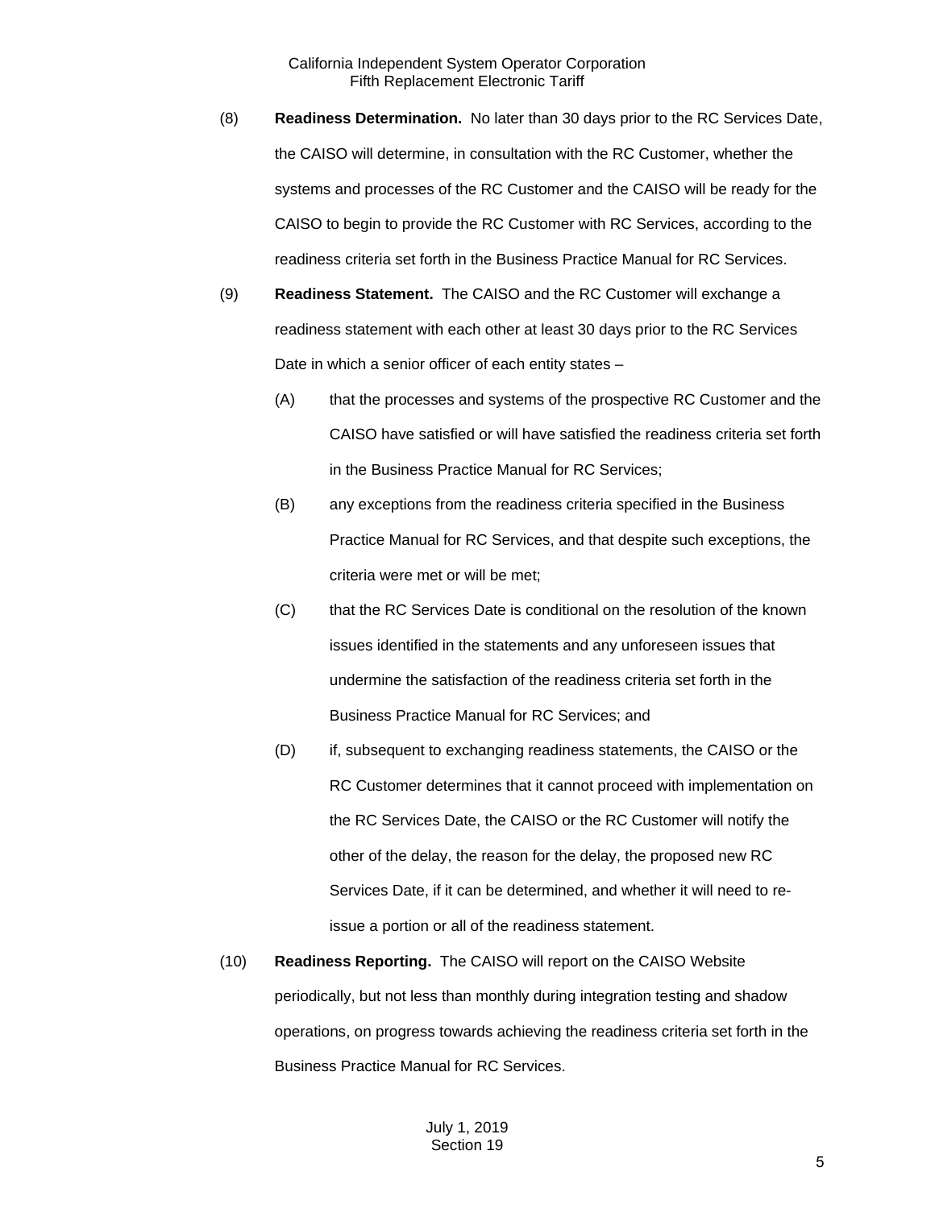(8) **Readiness Determination.** No later than 30 days prior to the RC Services Date, the CAISO will determine, in consultation with the RC Customer, whether the systems and processes of the RC Customer and the CAISO will be ready for the CAISO to begin to provide the RC Customer with RC Services, according to the readiness criteria set forth in the Business Practice Manual for RC Services.

(9) **Readiness Statement.** The CAISO and the RC Customer will exchange a readiness statement with each other at least 30 days prior to the RC Services Date in which a senior officer of each entity states –

> (A) that the processes and systems of the prospective RC Customer and the CAISO have satisfied or will have satisfied the readiness criteria set forth in the Business Practice Manual for RC Services;
>
> (B) any exceptions from the readiness criteria specified in the Business Practice Manual for RC Services, and that despite such exceptions, the criteria were met or will be met;
>
> (C) that the RC Services Date is conditional on the resolution of the known issues identified in the statements and any unforeseen issues that undermine the satisfaction of the readiness criteria set forth in the Business Practice Manual for RC Services; and
>
> (D) if, subsequent to exchanging readiness statements, the CAISO or the RC Customer determines that it cannot proceed with implementation on the RC Services Date, the CAISO or the RC Customer will notify the other of the delay, the reason for the delay, the proposed new RC Services Date, if it can be determined, and whether it will need to re-issue a portion or all of the readiness statement.

(10) **Readiness Reporting.** The CAISO will report on the CAISO Website periodically, but not less than monthly during integration testing and shadow operations, on progress towards achieving the readiness criteria set forth in the Business Practice Manual for RC Services.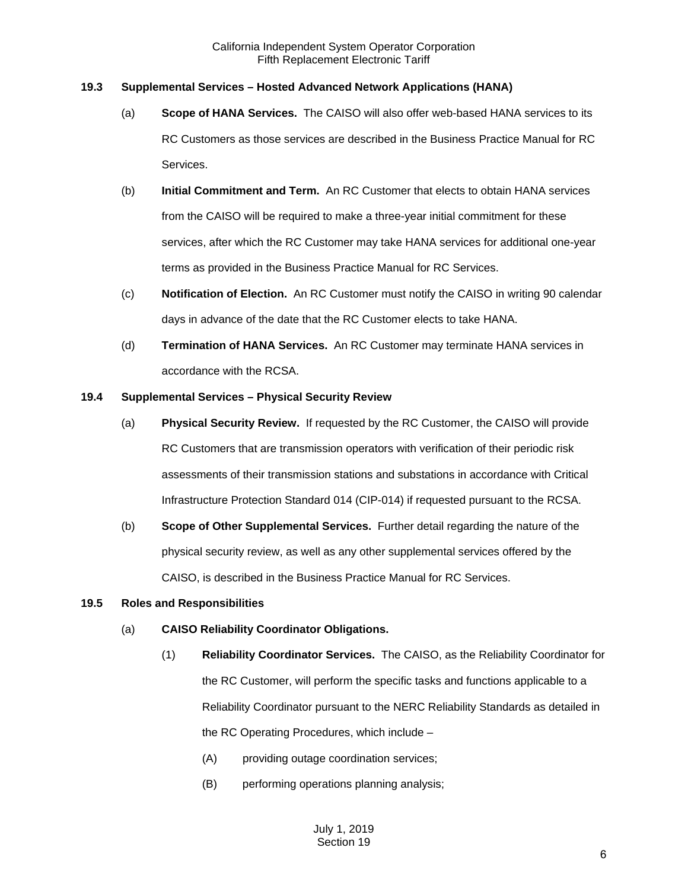### 19.3 Supplemental Services – Hosted Advanced Network Applications (HANA)

(a) **Scope of HANA Services.** The CAISO will also offer web-based HANA services to its RC Customers as those services are described in the Business Practice Manual for RC Services.

(b) **Initial Commitment and Term.** An RC Customer that elects to obtain HANA services from the CAISO will be required to make a three-year initial commitment for these services, after which the RC Customer may take HANA services for additional one-year terms as provided in the Business Practice Manual for RC Services.

(c) **Notification of Election.** An RC Customer must notify the CAISO in writing 90 calendar days in advance of the date that the RC Customer elects to take HANA.

(d) **Termination of HANA Services.** An RC Customer may terminate HANA services in accordance with the RCSA.

### 19.4 Supplemental Services – Physical Security Review

(a) **Physical Security Review.** If requested by the RC Customer, the CAISO will provide RC Customers that are transmission operators with verification of their periodic risk assessments of their transmission stations and substations in accordance with Critical Infrastructure Protection Standard 014 (CIP-014) if requested pursuant to the RCSA.

(b) **Scope of Other Supplemental Services.** Further detail regarding the nature of the physical security review, as well as any other supplemental services offered by the CAISO, is described in the Business Practice Manual for RC Services.

### 19.5 Roles and Responsibilities

(a) **CAISO Reliability Coordinator Obligations.**

(1) **Reliability Coordinator Services.** The CAISO, as the Reliability Coordinator for the RC Customer, will perform the specific tasks and functions applicable to a Reliability Coordinator pursuant to the NERC Reliability Standards as detailed in the RC Operating Procedures, which include –

(A) providing outage coordination services;

(B) performing operations planning analysis;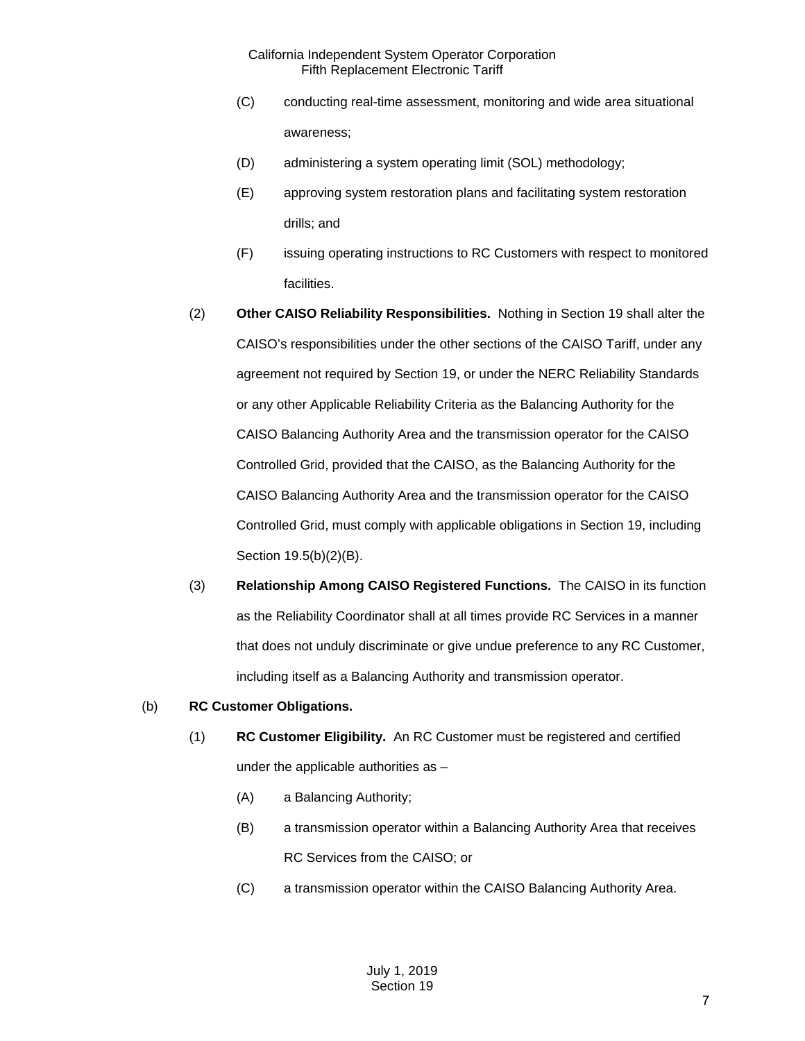(C) conducting real-time assessment, monitoring and wide area situational awareness;

(D) administering a system operating limit (SOL) methodology;

(E) approving system restoration plans and facilitating system restoration drills; and

(F) issuing operating instructions to RC Customers with respect to monitored facilities.

(2) **Other CAISO Reliability Responsibilities.** Nothing in Section 19 shall alter the CAISO's responsibilities under the other sections of the CAISO Tariff, under any agreement not required by Section 19, or under the NERC Reliability Standards or any other Applicable Reliability Criteria as the Balancing Authority for the CAISO Balancing Authority Area and the transmission operator for the CAISO Controlled Grid, provided that the CAISO, as the Balancing Authority for the CAISO Balancing Authority Area and the transmission operator for the CAISO Controlled Grid, must comply with applicable obligations in Section 19, including Section 19.5(b)(2)(B).

(3) **Relationship Among CAISO Registered Functions.** The CAISO in its function as the Reliability Coordinator shall at all times provide RC Services in a manner that does not unduly discriminate or give undue preference to any RC Customer, including itself as a Balancing Authority and transmission operator.

(b) **RC Customer Obligations.**

(1) **RC Customer Eligibility.** An RC Customer must be registered and certified under the applicable authorities as –

(A) a Balancing Authority;

(B) a transmission operator within a Balancing Authority Area that receives RC Services from the CAISO; or

(C) a transmission operator within the CAISO Balancing Authority Area.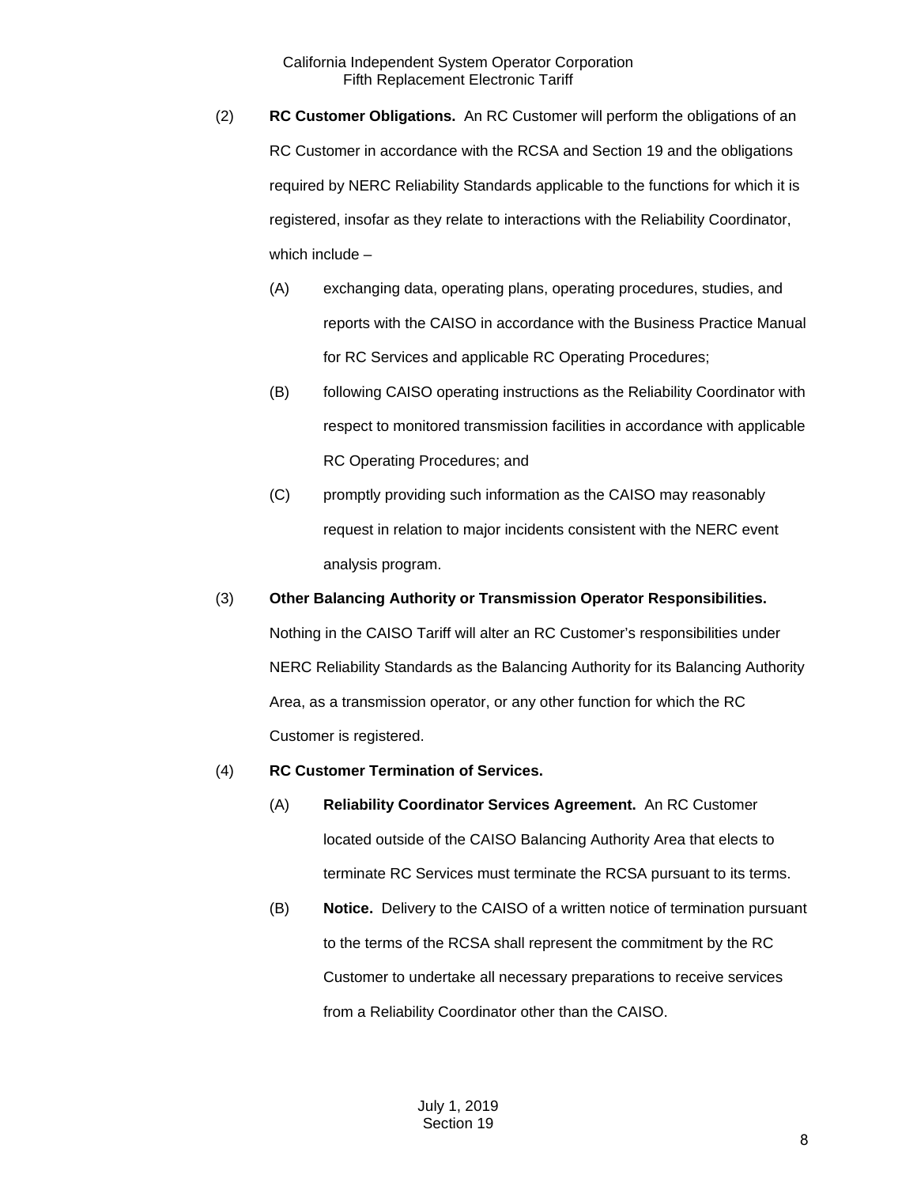(2) **RC Customer Obligations.** An RC Customer will perform the obligations of an RC Customer in accordance with the RCSA and Section 19 and the obligations required by NERC Reliability Standards applicable to the functions for which it is registered, insofar as they relate to interactions with the Reliability Coordinator, which include –

(A) exchanging data, operating plans, operating procedures, studies, and reports with the CAISO in accordance with the Business Practice Manual for RC Services and applicable RC Operating Procedures;

(B) following CAISO operating instructions as the Reliability Coordinator with respect to monitored transmission facilities in accordance with applicable RC Operating Procedures; and

(C) promptly providing such information as the CAISO may reasonably request in relation to major incidents consistent with the NERC event analysis program.

(3) **Other Balancing Authority or Transmission Operator Responsibilities.** Nothing in the CAISO Tariff will alter an RC Customer's responsibilities under NERC Reliability Standards as the Balancing Authority for its Balancing Authority Area, as a transmission operator, or any other function for which the RC Customer is registered.

(4) **RC Customer Termination of Services.**

(A) **Reliability Coordinator Services Agreement.** An RC Customer located outside of the CAISO Balancing Authority Area that elects to terminate RC Services must terminate the RCSA pursuant to its terms.

(B) **Notice.** Delivery to the CAISO of a written notice of termination pursuant to the terms of the RCSA shall represent the commitment by the RC Customer to undertake all necessary preparations to receive services from a Reliability Coordinator other than the CAISO.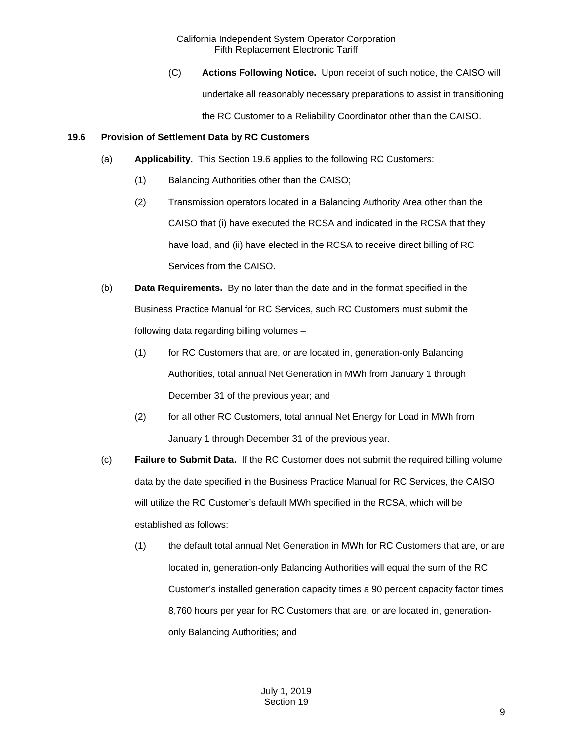(C) **Actions Following Notice.** Upon receipt of such notice, the CAISO will undertake all reasonably necessary preparations to assist in transitioning the RC Customer to a Reliability Coordinator other than the CAISO.

**19.6 Provision of Settlement Data by RC Customers**

(a) **Applicability.** This Section 19.6 applies to the following RC Customers:

(1) Balancing Authorities other than the CAISO;

(2) Transmission operators located in a Balancing Authority Area other than the CAISO that (i) have executed the RCSA and indicated in the RCSA that they have load, and (ii) have elected in the RCSA to receive direct billing of RC Services from the CAISO.

(b) **Data Requirements.** By no later than the date and in the format specified in the Business Practice Manual for RC Services, such RC Customers must submit the following data regarding billing volumes –

(1) for RC Customers that are, or are located in, generation-only Balancing Authorities, total annual Net Generation in MWh from January 1 through December 31 of the previous year; and

(2) for all other RC Customers, total annual Net Energy for Load in MWh from January 1 through December 31 of the previous year.

(c) **Failure to Submit Data.** If the RC Customer does not submit the required billing volume data by the date specified in the Business Practice Manual for RC Services, the CAISO will utilize the RC Customer's default MWh specified in the RCSA, which will be established as follows:

(1) the default total annual Net Generation in MWh for RC Customers that are, or are located in, generation-only Balancing Authorities will equal the sum of the RC Customer's installed generation capacity times a 90 percent capacity factor times 8,760 hours per year for RC Customers that are, or are located in, generation-only Balancing Authorities; and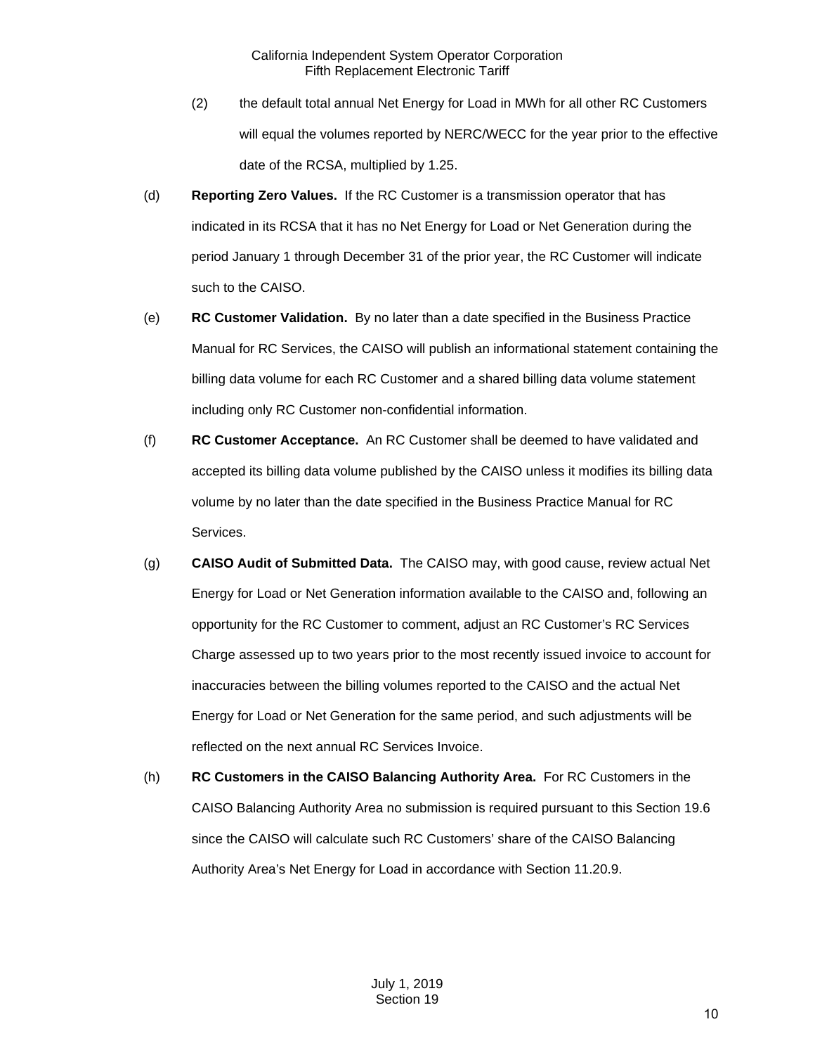(2) the default total annual Net Energy for Load in MWh for all other RC Customers will equal the volumes reported by NERC/WECC for the year prior to the effective date of the RCSA, multiplied by 1.25.

(d) **Reporting Zero Values.** If the RC Customer is a transmission operator that has indicated in its RCSA that it has no Net Energy for Load or Net Generation during the period January 1 through December 31 of the prior year, the RC Customer will indicate such to the CAISO.

(e) **RC Customer Validation.** By no later than a date specified in the Business Practice Manual for RC Services, the CAISO will publish an informational statement containing the billing data volume for each RC Customer and a shared billing data volume statement including only RC Customer non-confidential information.

(f) **RC Customer Acceptance.** An RC Customer shall be deemed to have validated and accepted its billing data volume published by the CAISO unless it modifies its billing data volume by no later than the date specified in the Business Practice Manual for RC Services.

(g) **CAISO Audit of Submitted Data.** The CAISO may, with good cause, review actual Net Energy for Load or Net Generation information available to the CAISO and, following an opportunity for the RC Customer to comment, adjust an RC Customer's RC Services Charge assessed up to two years prior to the most recently issued invoice to account for inaccuracies between the billing volumes reported to the CAISO and the actual Net Energy for Load or Net Generation for the same period, and such adjustments will be reflected on the next annual RC Services Invoice.

(h) **RC Customers in the CAISO Balancing Authority Area.** For RC Customers in the CAISO Balancing Authority Area no submission is required pursuant to this Section 19.6 since the CAISO will calculate such RC Customers' share of the CAISO Balancing Authority Area's Net Energy for Load in accordance with Section 11.20.9.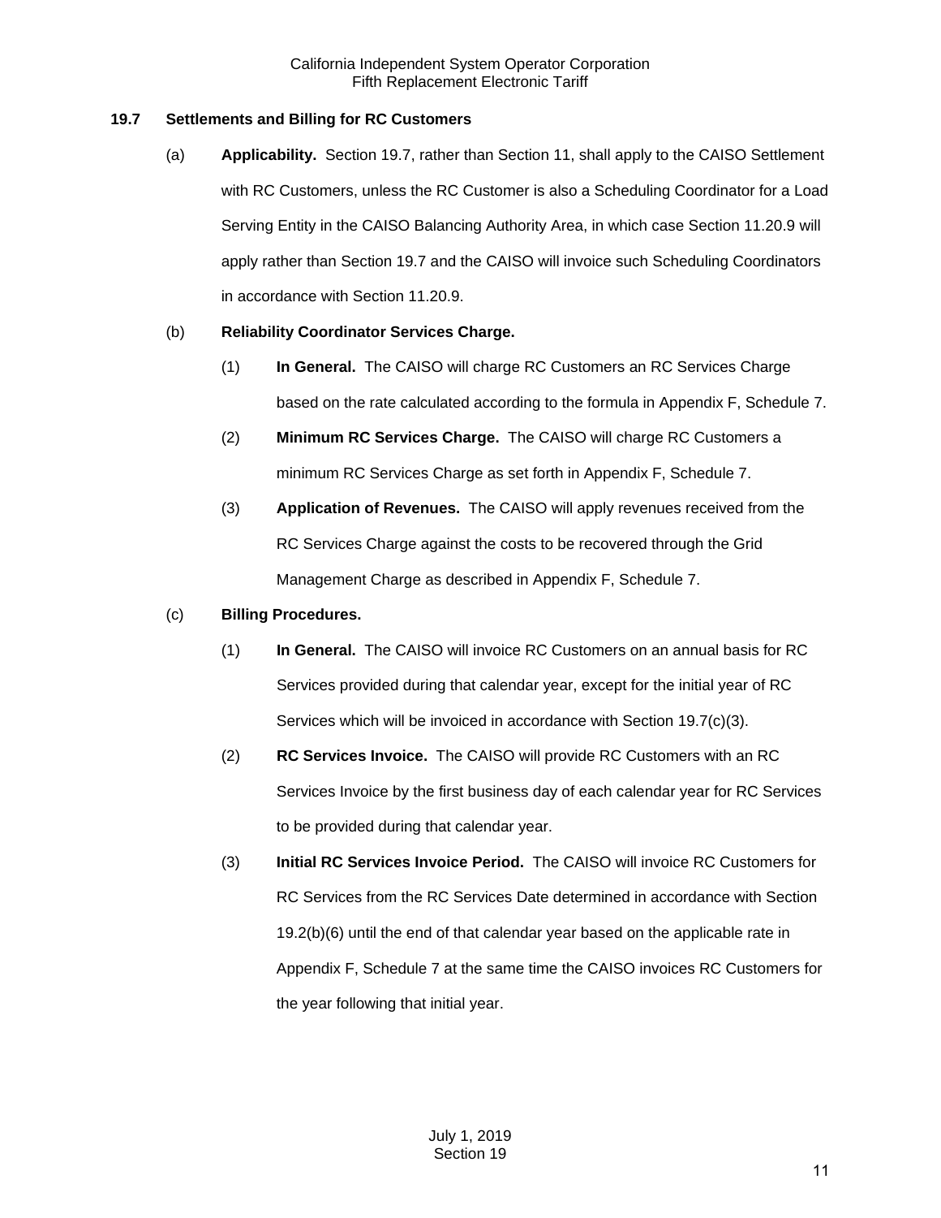### 19.7 Settlements and Billing for RC Customers

(a) **Applicability.** Section 19.7, rather than Section 11, shall apply to the CAISO Settlement with RC Customers, unless the RC Customer is also a Scheduling Coordinator for a Load Serving Entity in the CAISO Balancing Authority Area, in which case Section 11.20.9 will apply rather than Section 19.7 and the CAISO will invoice such Scheduling Coordinators in accordance with Section 11.20.9.

(b) **Reliability Coordinator Services Charge.**

(1) **In General.** The CAISO will charge RC Customers an RC Services Charge based on the rate calculated according to the formula in Appendix F, Schedule 7.

(2) **Minimum RC Services Charge.** The CAISO will charge RC Customers a minimum RC Services Charge as set forth in Appendix F, Schedule 7.

(3) **Application of Revenues.** The CAISO will apply revenues received from the RC Services Charge against the costs to be recovered through the Grid Management Charge as described in Appendix F, Schedule 7.

(c) **Billing Procedures.**

(1) **In General.** The CAISO will invoice RC Customers on an annual basis for RC Services provided during that calendar year, except for the initial year of RC Services which will be invoiced in accordance with Section 19.7(c)(3).

(2) **RC Services Invoice.** The CAISO will provide RC Customers with an RC Services Invoice by the first business day of each calendar year for RC Services to be provided during that calendar year.

(3) **Initial RC Services Invoice Period.** The CAISO will invoice RC Customers for RC Services from the RC Services Date determined in accordance with Section 19.2(b)(6) until the end of that calendar year based on the applicable rate in Appendix F, Schedule 7 at the same time the CAISO invoices RC Customers for the year following that initial year.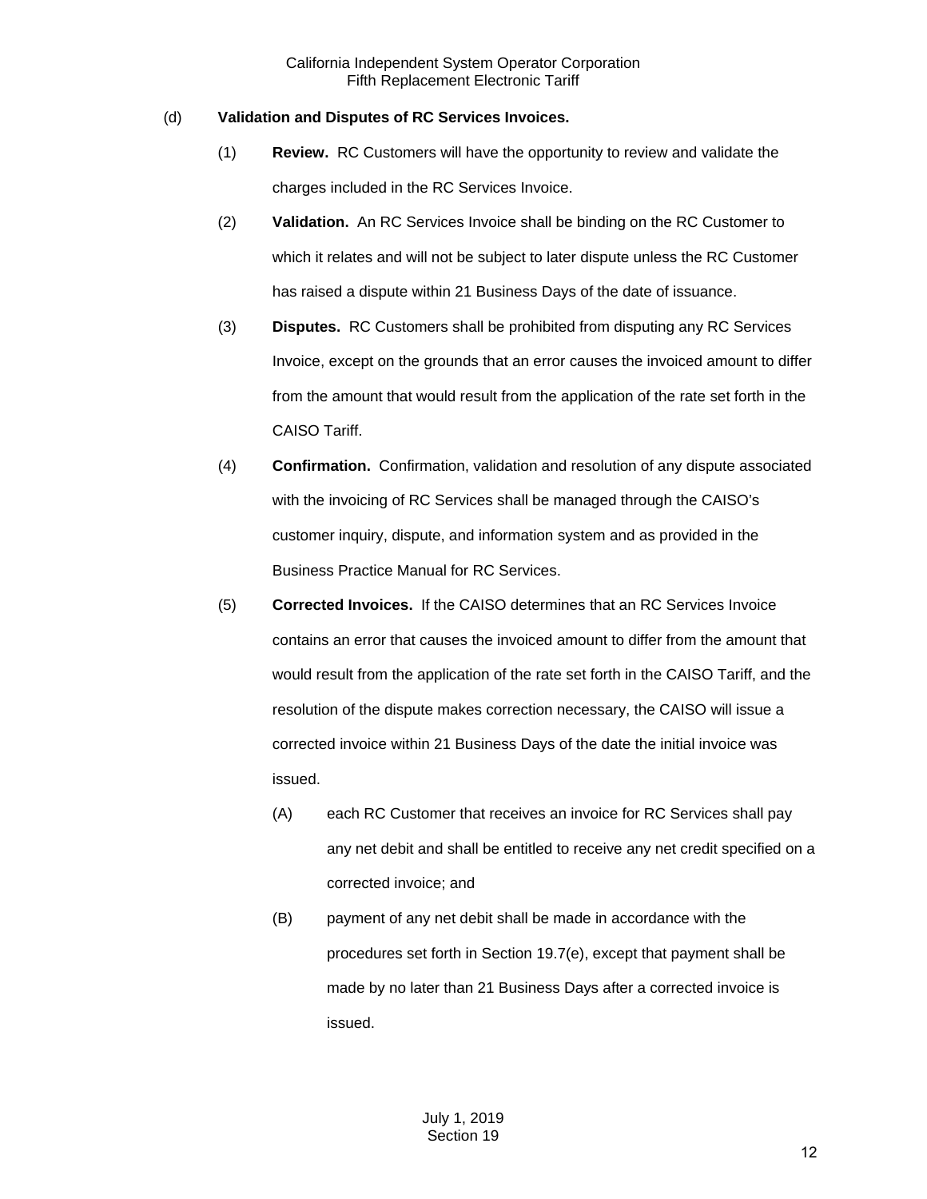(d) **Validation and Disputes of RC Services Invoices.**

(1) **Review.** RC Customers will have the opportunity to review and validate the charges included in the RC Services Invoice.

(2) **Validation.** An RC Services Invoice shall be binding on the RC Customer to which it relates and will not be subject to later dispute unless the RC Customer has raised a dispute within 21 Business Days of the date of issuance.

(3) **Disputes.** RC Customers shall be prohibited from disputing any RC Services Invoice, except on the grounds that an error causes the invoiced amount to differ from the amount that would result from the application of the rate set forth in the CAISO Tariff.

(4) **Confirmation.** Confirmation, validation and resolution of any dispute associated with the invoicing of RC Services shall be managed through the CAISO's customer inquiry, dispute, and information system and as provided in the Business Practice Manual for RC Services.

(5) **Corrected Invoices.** If the CAISO determines that an RC Services Invoice contains an error that causes the invoiced amount to differ from the amount that would result from the application of the rate set forth in the CAISO Tariff, and the resolution of the dispute makes correction necessary, the CAISO will issue a corrected invoice within 21 Business Days of the date the initial invoice was issued.

(A) each RC Customer that receives an invoice for RC Services shall pay any net debit and shall be entitled to receive any net credit specified on a corrected invoice; and

(B) payment of any net debit shall be made in accordance with the procedures set forth in Section 19.7(e), except that payment shall be made by no later than 21 Business Days after a corrected invoice is issued.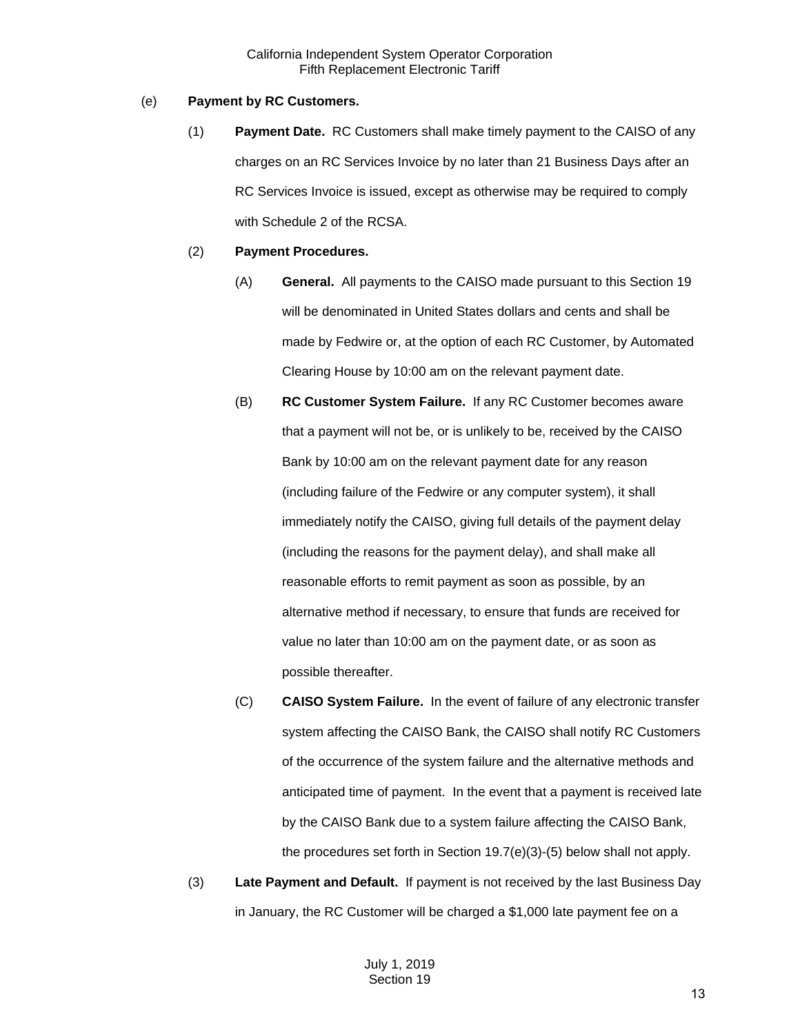(e) **Payment by RC Customers.**

(1) **Payment Date.** RC Customers shall make timely payment to the CAISO of any charges on an RC Services Invoice by no later than 21 Business Days after an RC Services Invoice is issued, except as otherwise may be required to comply with Schedule 2 of the RCSA.

(2) **Payment Procedures.**

(A) **General.** All payments to the CAISO made pursuant to this Section 19 will be denominated in United States dollars and cents and shall be made by Fedwire or, at the option of each RC Customer, by Automated Clearing House by 10:00 am on the relevant payment date.

(B) **RC Customer System Failure.** If any RC Customer becomes aware that a payment will not be, or is unlikely to be, received by the CAISO Bank by 10:00 am on the relevant payment date for any reason (including failure of the Fedwire or any computer system), it shall immediately notify the CAISO, giving full details of the payment delay (including the reasons for the payment delay), and shall make all reasonable efforts to remit payment as soon as possible, by an alternative method if necessary, to ensure that funds are received for value no later than 10:00 am on the payment date, or as soon as possible thereafter.

(C) **CAISO System Failure.** In the event of failure of any electronic transfer system affecting the CAISO Bank, the CAISO shall notify RC Customers of the occurrence of the system failure and the alternative methods and anticipated time of payment. In the event that a payment is received late by the CAISO Bank due to a system failure affecting the CAISO Bank, the procedures set forth in Section 19.7(e)(3)-(5) below shall not apply.

(3) **Late Payment and Default.** If payment is not received by the last Business Day in January, the RC Customer will be charged a $1,000 late payment fee on a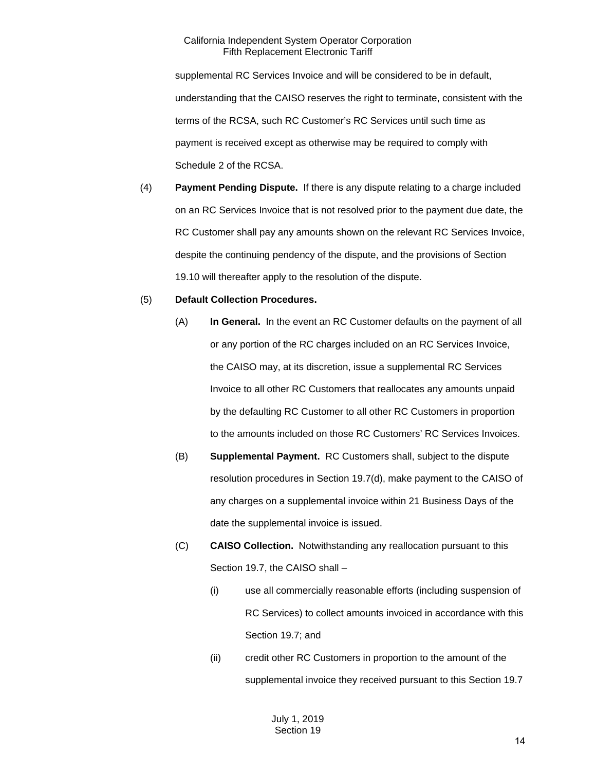supplemental RC Services Invoice and will be considered to be in default, understanding that the CAISO reserves the right to terminate, consistent with the terms of the RCSA, such RC Customer's RC Services until such time as payment is received except as otherwise may be required to comply with Schedule 2 of the RCSA.

(4) **Payment Pending Dispute.** If there is any dispute relating to a charge included on an RC Services Invoice that is not resolved prior to the payment due date, the RC Customer shall pay any amounts shown on the relevant RC Services Invoice, despite the continuing pendency of the dispute, and the provisions of Section 19.10 will thereafter apply to the resolution of the dispute.

(5) **Default Collection Procedures.**

(A) **In General.** In the event an RC Customer defaults on the payment of all or any portion of the RC charges included on an RC Services Invoice, the CAISO may, at its discretion, issue a supplemental RC Services Invoice to all other RC Customers that reallocates any amounts unpaid by the defaulting RC Customer to all other RC Customers in proportion to the amounts included on those RC Customers' RC Services Invoices.

(B) **Supplemental Payment.** RC Customers shall, subject to the dispute resolution procedures in Section 19.7(d), make payment to the CAISO of any charges on a supplemental invoice within 21 Business Days of the date the supplemental invoice is issued.

(C) **CAISO Collection.** Notwithstanding any reallocation pursuant to this Section 19.7, the CAISO shall –

(i) use all commercially reasonable efforts (including suspension of RC Services) to collect amounts invoiced in accordance with this Section 19.7; and

(ii) credit other RC Customers in proportion to the amount of the supplemental invoice they received pursuant to this Section 19.7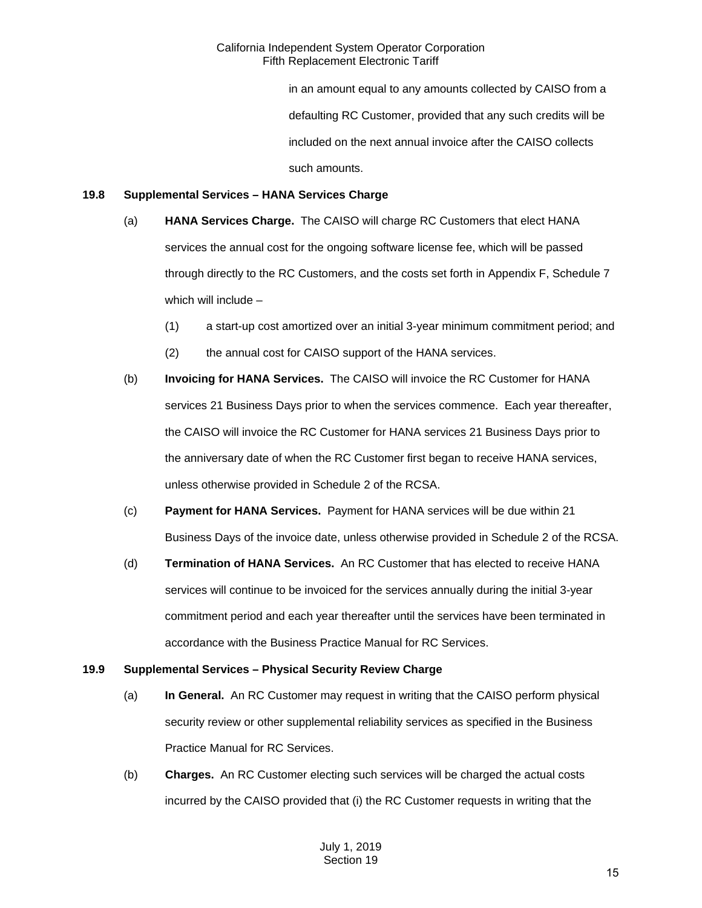in an amount equal to any amounts collected by CAISO from a defaulting RC Customer, provided that any such credits will be included on the next annual invoice after the CAISO collects such amounts.

**19.8 Supplemental Services – HANA Services Charge**

(a) **HANA Services Charge.** The CAISO will charge RC Customers that elect HANA services the annual cost for the ongoing software license fee, which will be passed through directly to the RC Customers, and the costs set forth in Appendix F, Schedule 7 which will include –

(1) a start-up cost amortized over an initial 3-year minimum commitment period; and

(2) the annual cost for CAISO support of the HANA services.

(b) **Invoicing for HANA Services.** The CAISO will invoice the RC Customer for HANA services 21 Business Days prior to when the services commence. Each year thereafter, the CAISO will invoice the RC Customer for HANA services 21 Business Days prior to the anniversary date of when the RC Customer first began to receive HANA services, unless otherwise provided in Schedule 2 of the RCSA.

(c) **Payment for HANA Services.** Payment for HANA services will be due within 21 Business Days of the invoice date, unless otherwise provided in Schedule 2 of the RCSA.

(d) **Termination of HANA Services.** An RC Customer that has elected to receive HANA services will continue to be invoiced for the services annually during the initial 3-year commitment period and each year thereafter until the services have been terminated in accordance with the Business Practice Manual for RC Services.

**19.9 Supplemental Services – Physical Security Review Charge**

(a) **In General.** An RC Customer may request in writing that the CAISO perform physical security review or other supplemental reliability services as specified in the Business Practice Manual for RC Services.

(b) **Charges.** An RC Customer electing such services will be charged the actual costs incurred by the CAISO provided that (i) the RC Customer requests in writing that the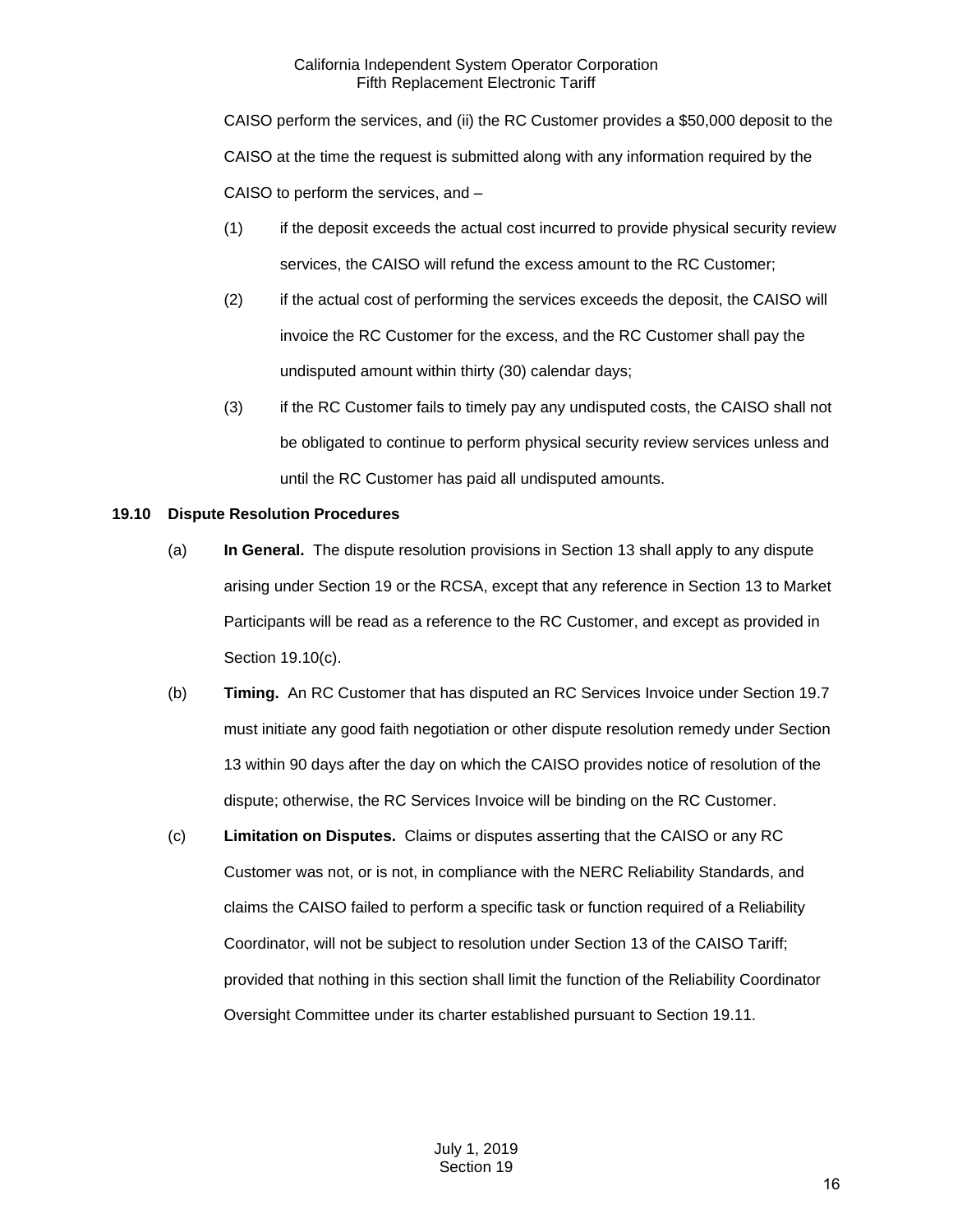CAISO perform the services, and (ii) the RC Customer provides a $50,000 deposit to the CAISO at the time the request is submitted along with any information required by the CAISO to perform the services, and –

(1) if the deposit exceeds the actual cost incurred to provide physical security review services, the CAISO will refund the excess amount to the RC Customer;

(2) if the actual cost of performing the services exceeds the deposit, the CAISO will invoice the RC Customer for the excess, and the RC Customer shall pay the undisputed amount within thirty (30) calendar days;

(3) if the RC Customer fails to timely pay any undisputed costs, the CAISO shall not be obligated to continue to perform physical security review services unless and until the RC Customer has paid all undisputed amounts.

**19.10 Dispute Resolution Procedures**

(a) **In General.** The dispute resolution provisions in Section 13 shall apply to any dispute arising under Section 19 or the RCSA, except that any reference in Section 13 to Market Participants will be read as a reference to the RC Customer, and except as provided in Section 19.10(c).

(b) **Timing.** An RC Customer that has disputed an RC Services Invoice under Section 19.7 must initiate any good faith negotiation or other dispute resolution remedy under Section 13 within 90 days after the day on which the CAISO provides notice of resolution of the dispute; otherwise, the RC Services Invoice will be binding on the RC Customer.

(c) **Limitation on Disputes.** Claims or disputes asserting that the CAISO or any RC Customer was not, or is not, in compliance with the NERC Reliability Standards, and claims the CAISO failed to perform a specific task or function required of a Reliability Coordinator, will not be subject to resolution under Section 13 of the CAISO Tariff; provided that nothing in this section shall limit the function of the Reliability Coordinator Oversight Committee under its charter established pursuant to Section 19.11.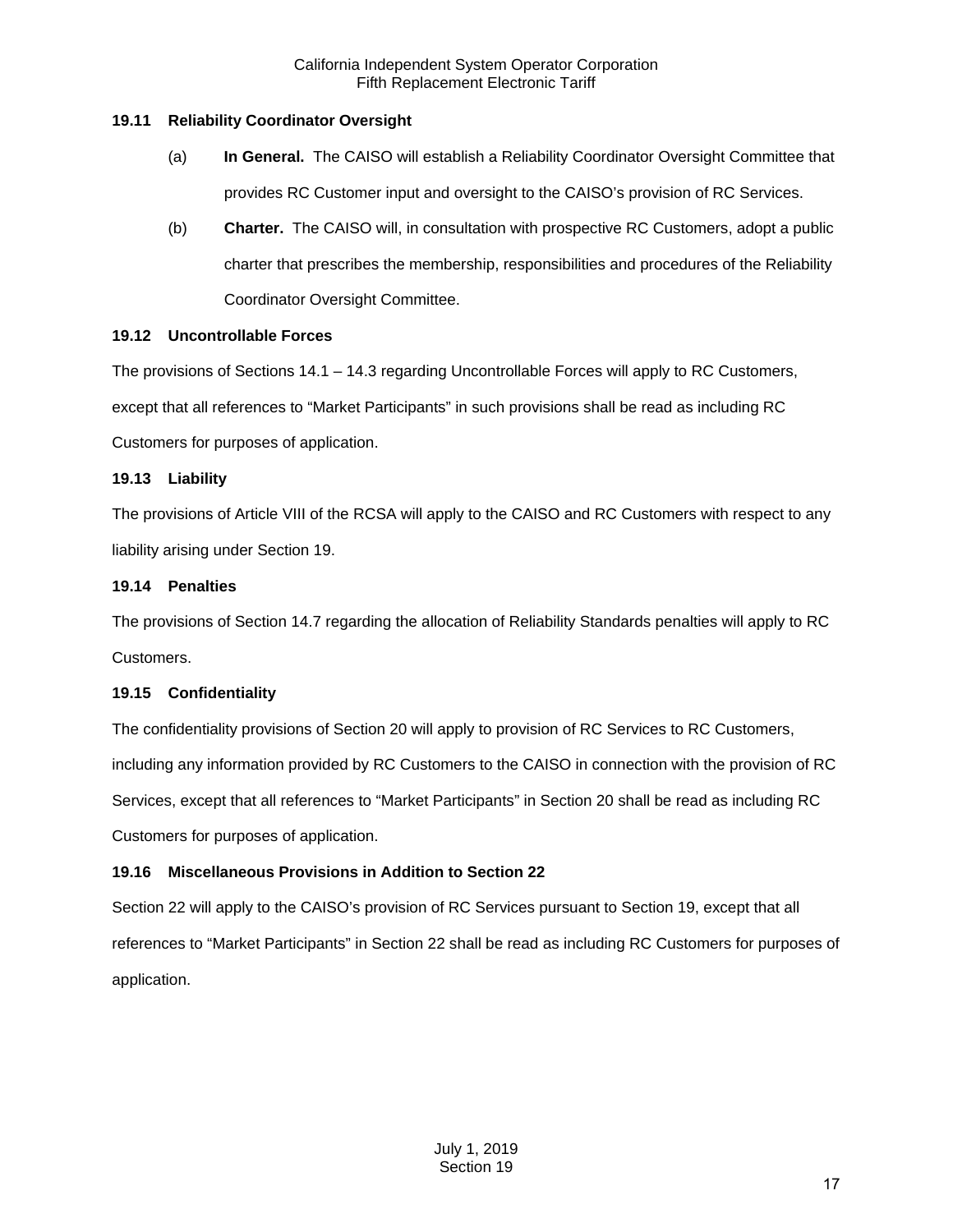### 19.11 Reliability Coordinator Oversight

(a) **In General.** The CAISO will establish a Reliability Coordinator Oversight Committee that provides RC Customer input and oversight to the CAISO's provision of RC Services.

(b) **Charter.** The CAISO will, in consultation with prospective RC Customers, adopt a public charter that prescribes the membership, responsibilities and procedures of the Reliability Coordinator Oversight Committee.

### 19.12 Uncontrollable Forces

The provisions of Sections 14.1 – 14.3 regarding Uncontrollable Forces will apply to RC Customers, except that all references to "Market Participants" in such provisions shall be read as including RC Customers for purposes of application.

### 19.13 Liability

The provisions of Article VIII of the RCSA will apply to the CAISO and RC Customers with respect to any liability arising under Section 19.

### 19.14 Penalties

The provisions of Section 14.7 regarding the allocation of Reliability Standards penalties will apply to RC Customers.

### 19.15 Confidentiality

The confidentiality provisions of Section 20 will apply to provision of RC Services to RC Customers, including any information provided by RC Customers to the CAISO in connection with the provision of RC Services, except that all references to "Market Participants" in Section 20 shall be read as including RC Customers for purposes of application.

### 19.16 Miscellaneous Provisions in Addition to Section 22

Section 22 will apply to the CAISO's provision of RC Services pursuant to Section 19, except that all references to "Market Participants" in Section 22 shall be read as including RC Customers for purposes of application.